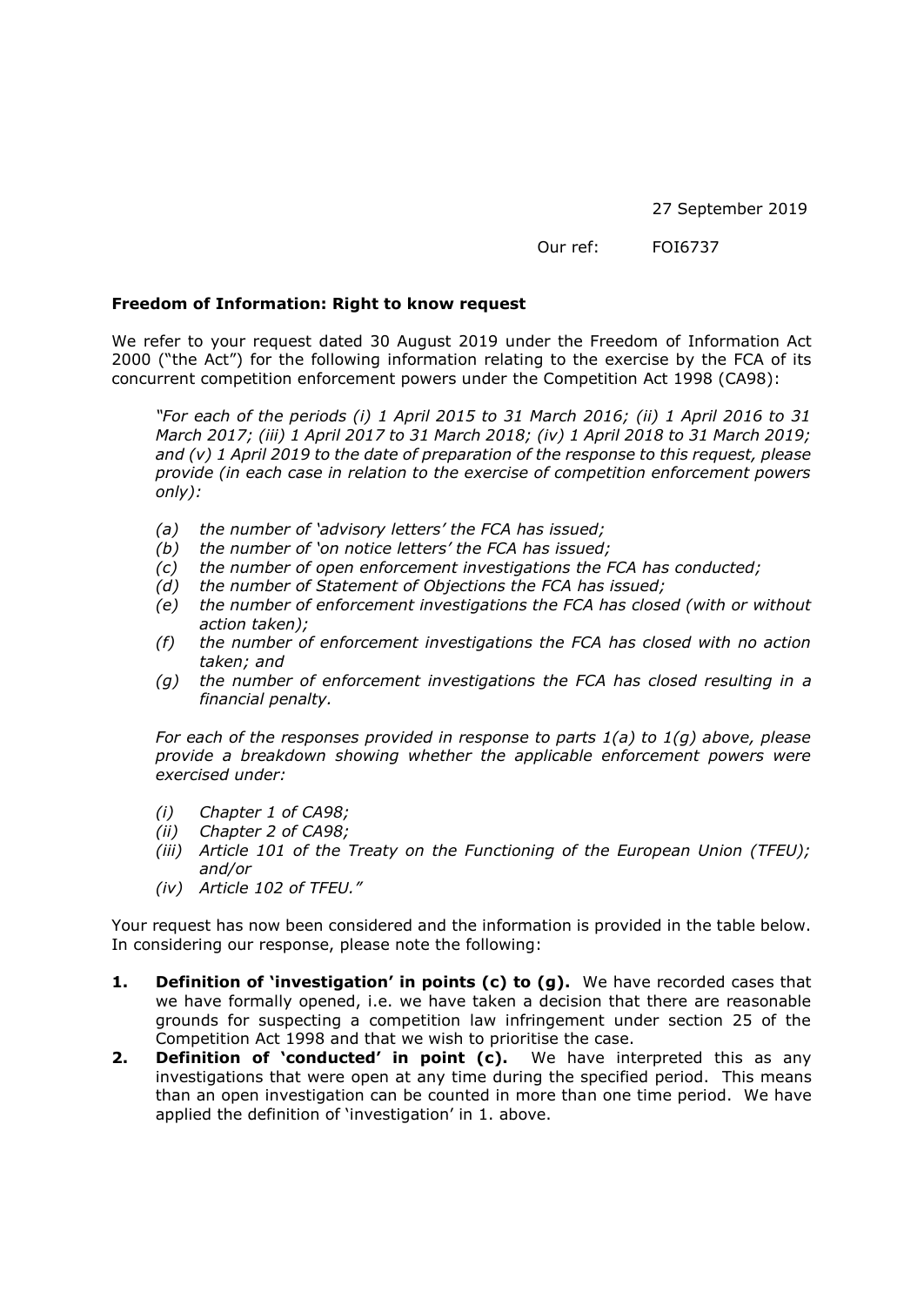27 September 2019

Our ref: FOI6737

**Freedom of Information: Right to know request**

We refer to your request dated 30 August 2019 under the Freedom of Information Act 2000 ("the Act") for the following information relating to the exercise by the FCA of its concurrent competition enforcement powers under the Competition Act 1998 (CA98):

> *"For each of the periods (i) 1 April 2015 to 31 March 2016; (ii) 1 April 2016 to 31 March 2017; (iii) 1 April 2017 to 31 March 2018; (iv) 1 April 2018 to 31 March 2019; and (v) 1 April 2019 to the date of preparation of the response to this request, please provide (in each case in relation to the exercise of competition enforcement powers only):*
>
> - *(a) the number of 'advisory letters' the FCA has issued;*
> - *(b) the number of 'on notice letters' the FCA has issued;*
> - *(c) the number of open enforcement investigations the FCA has conducted;*
> - *(d) the number of Statement of Objections the FCA has issued;*
> - *(e) the number of enforcement investigations the FCA has closed (with or without action taken);*
> - *(f) the number of enforcement investigations the FCA has closed with no action taken; and*
> - *(g) the number of enforcement investigations the FCA has closed resulting in a financial penalty.*
>
> *For each of the responses provided in response to parts 1(a) to 1(g) above, please provide a breakdown showing whether the applicable enforcement powers were exercised under:*
>
> - *(i) Chapter 1 of CA98;*
> - *(ii) Chapter 2 of CA98;*
> - *(iii) Article 101 of the Treaty on the Functioning of the European Union (TFEU); and/or*
> - *(iv) Article 102 of TFEU."*

Your request has now been considered and the information is provided in the table below. In considering our response, please note the following:

1. **Definition of 'investigation' in points (c) to (g).** We have recorded cases that we have formally opened, i.e. we have taken a decision that there are reasonable grounds for suspecting a competition law infringement under section 25 of the Competition Act 1998 and that we wish to prioritise the case.
2. **Definition of 'conducted' in point (c).** We have interpreted this as any investigations that were open at any time during the specified period. This means than an open investigation can be counted in more than one time period. We have applied the definition of 'investigation' in 1. above.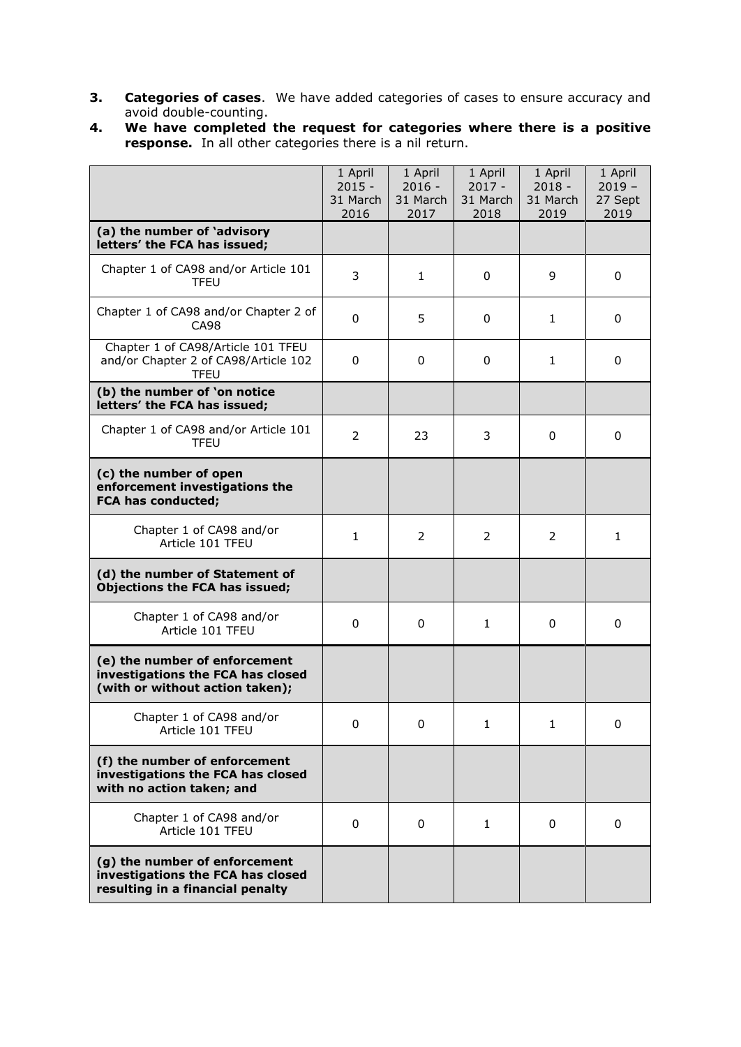3. **Categories of cases**. We have added categories of cases to ensure accuracy and avoid double-counting.
4. **We have completed the request for categories where there is a positive response.** In all other categories there is a nil return.

| | 1 April 2015 - 31 March 2016 | 1 April 2016 - 31 March 2017 | 1 April 2017 - 31 March 2018 | 1 April 2018 - 31 March 2019 | 1 April 2019 – 27 Sept 2019 |
|---|---|---|---|---|---|
| **(a) the number of 'advisory letters' the FCA has issued;** | | | | | |
| Chapter 1 of CA98 and/or Article 101 TFEU | 3 | 1 | 0 | 9 | 0 |
| Chapter 1 of CA98 and/or Chapter 2 of CA98 | 0 | 5 | 0 | 1 | 0 |
| Chapter 1 of CA98/Article 101 TFEU and/or Chapter 2 of CA98/Article 102 TFEU | 0 | 0 | 0 | 1 | 0 |
| **(b) the number of 'on notice letters' the FCA has issued;** | | | | | |
| Chapter 1 of CA98 and/or Article 101 TFEU | 2 | 23 | 3 | 0 | 0 |
| **(c) the number of open enforcement investigations the FCA has conducted;** | | | | | |
| Chapter 1 of CA98 and/or Article 101 TFEU | 1 | 2 | 2 | 2 | 1 |
| **(d) the number of Statement of Objections the FCA has issued;** | | | | | |
| Chapter 1 of CA98 and/or Article 101 TFEU | 0 | 0 | 1 | 0 | 0 |
| **(e) the number of enforcement investigations the FCA has closed (with or without action taken);** | | | | | |
| Chapter 1 of CA98 and/or Article 101 TFEU | 0 | 0 | 1 | 1 | 0 |
| **(f) the number of enforcement investigations the FCA has closed with no action taken; and** | | | | | |
| Chapter 1 of CA98 and/or Article 101 TFEU | 0 | 0 | 1 | 0 | 0 |
| **(g) the number of enforcement investigations the FCA has closed resulting in a financial penalty** | | | | | |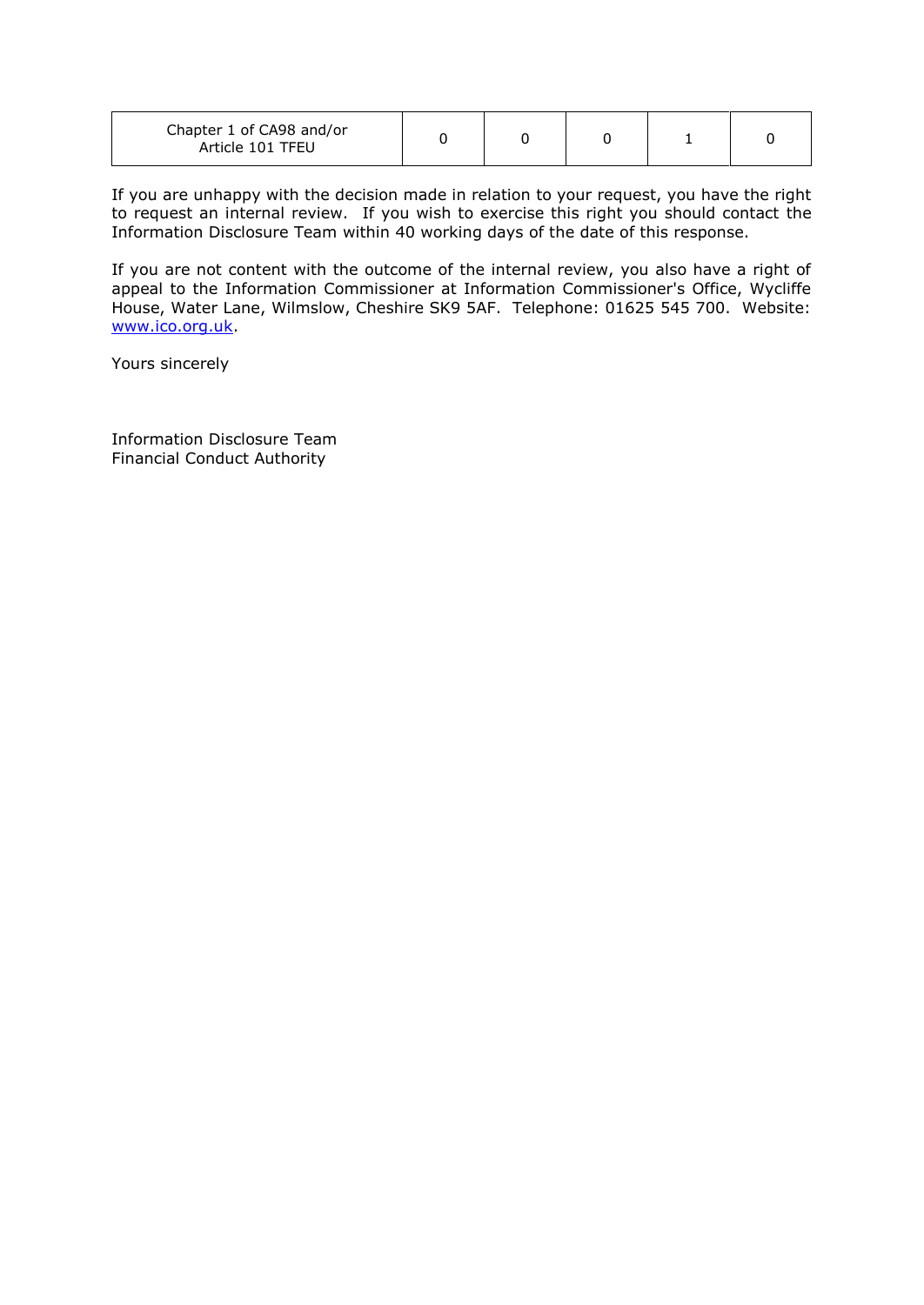| | | | | | |
|---|---|---|---|---|---|
| Chapter 1 of CA98 and/or Article 101 TFEU | 0 | 0 | 0 | 1 | 0 |

If you are unhappy with the decision made in relation to your request, you have the right to request an internal review. If you wish to exercise this right you should contact the Information Disclosure Team within 40 working days of the date of this response.

If you are not content with the outcome of the internal review, you also have a right of appeal to the Information Commissioner at Information Commissioner's Office, Wycliffe House, Water Lane, Wilmslow, Cheshire SK9 5AF. Telephone: 01625 545 700. Website: www.ico.org.uk.

Yours sincerely

Information Disclosure Team
Financial Conduct Authority